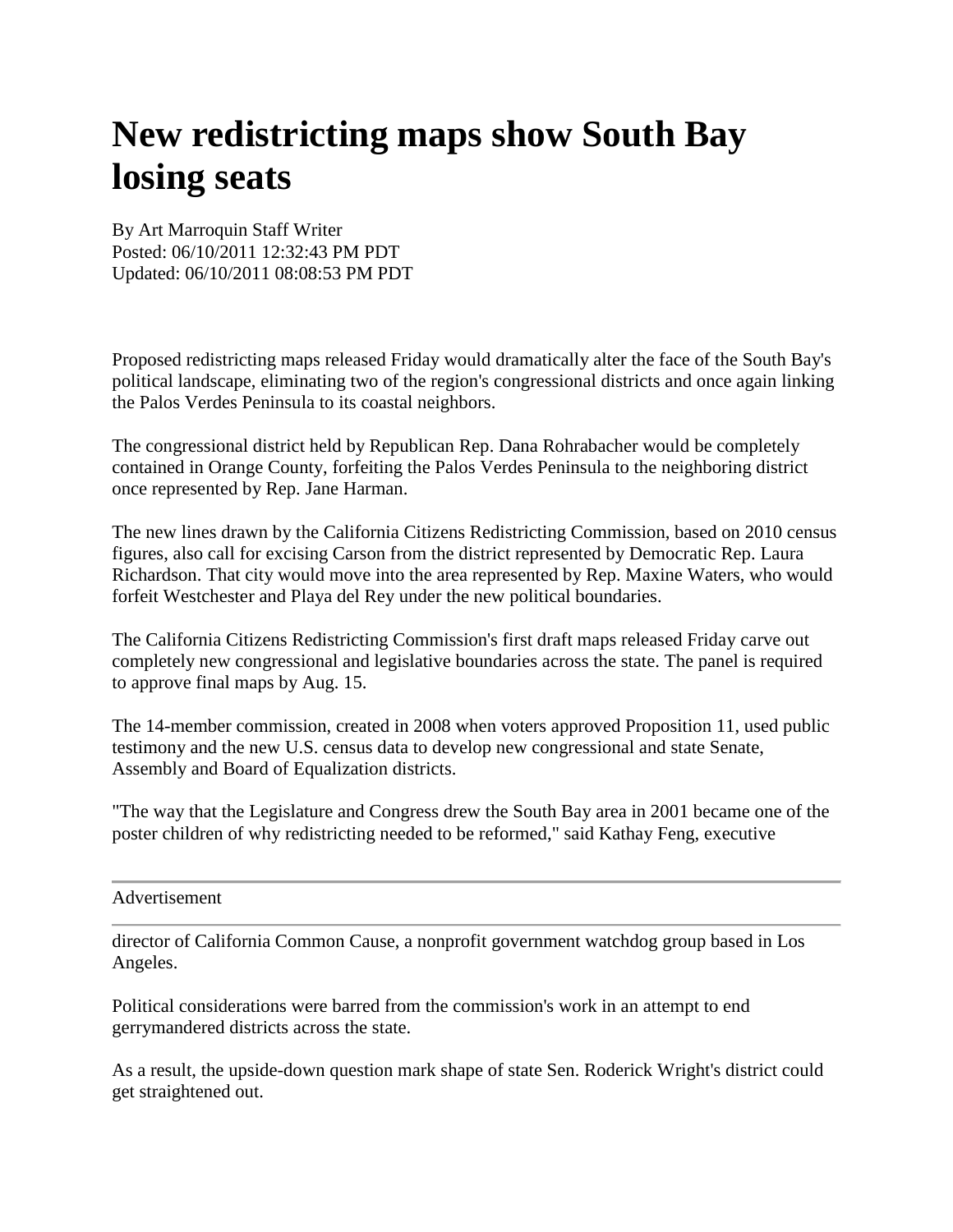# New redistricting maps show South Bay losing seats

By Art Marroquin Staff Writer
Posted: 06/10/2011 12:32:43 PM PDT
Updated: 06/10/2011 08:08:53 PM PDT

Proposed redistricting maps released Friday would dramatically alter the face of the South Bay's political landscape, eliminating two of the region's congressional districts and once again linking the Palos Verdes Peninsula to its coastal neighbors.

The congressional district held by Republican Rep. Dana Rohrabacher would be completely contained in Orange County, forfeiting the Palos Verdes Peninsula to the neighboring district once represented by Rep. Jane Harman.

The new lines drawn by the California Citizens Redistricting Commission, based on 2010 census figures, also call for excising Carson from the district represented by Democratic Rep. Laura Richardson. That city would move into the area represented by Rep. Maxine Waters, who would forfeit Westchester and Playa del Rey under the new political boundaries.

The California Citizens Redistricting Commission's first draft maps released Friday carve out completely new congressional and legislative boundaries across the state. The panel is required to approve final maps by Aug. 15.

The 14-member commission, created in 2008 when voters approved Proposition 11, used public testimony and the new U.S. census data to develop new congressional and state Senate, Assembly and Board of Equalization districts.

"The way that the Legislature and Congress drew the South Bay area in 2001 became one of the poster children of why redistricting needed to be reformed," said Kathay Feng, executive director of California Common Cause, a nonprofit government watchdog group based in Los Angeles.

Political considerations were barred from the commission's work in an attempt to end gerrymandered districts across the state.

As a result, the upside-down question mark shape of state Sen. Roderick Wright's district could get straightened out.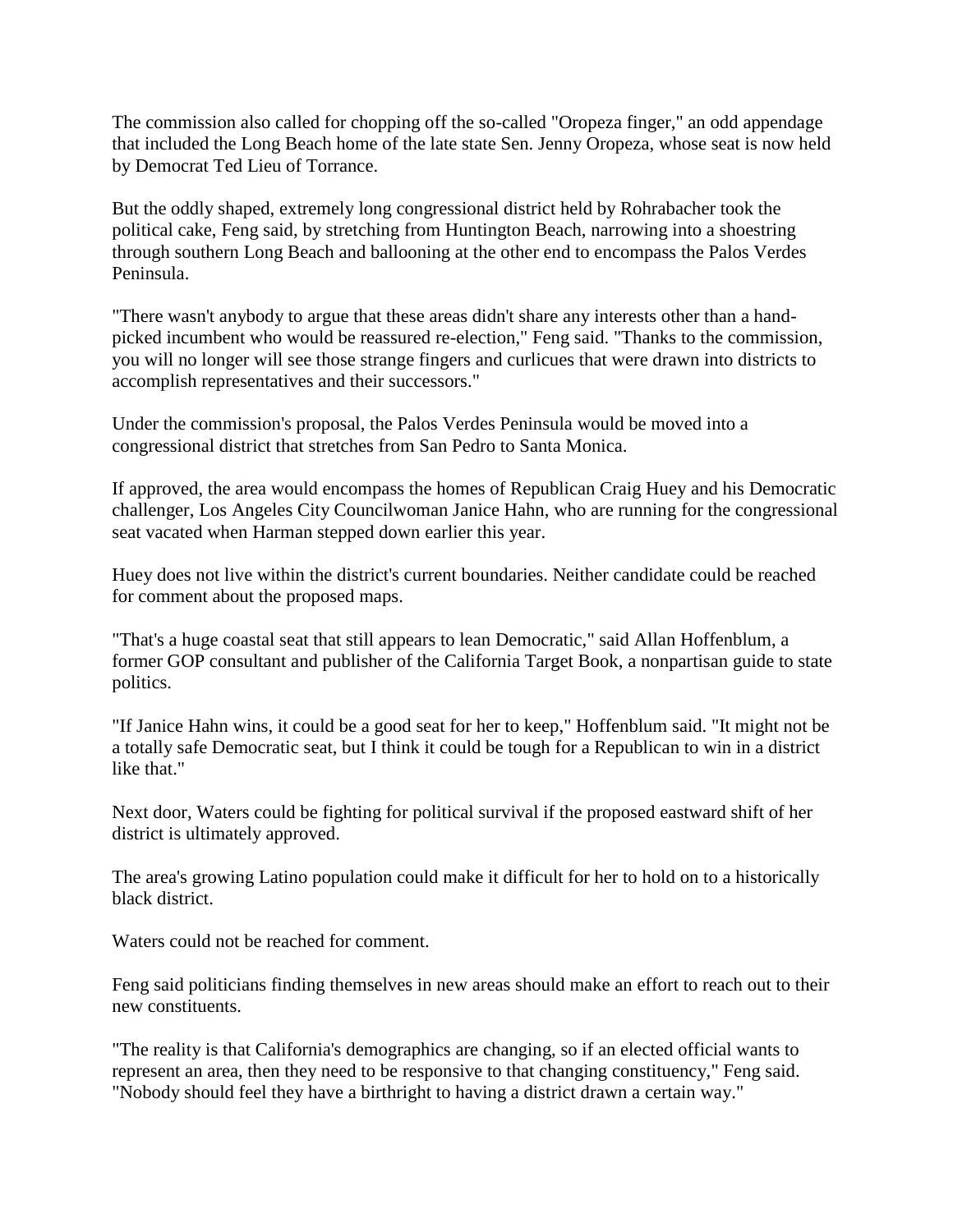The commission also called for chopping off the so-called "Oropeza finger," an odd appendage that included the Long Beach home of the late state Sen. Jenny Oropeza, whose seat is now held by Democrat Ted Lieu of Torrance.

But the oddly shaped, extremely long congressional district held by Rohrabacher took the political cake, Feng said, by stretching from Huntington Beach, narrowing into a shoestring through southern Long Beach and ballooning at the other end to encompass the Palos Verdes Peninsula.

"There wasn't anybody to argue that these areas didn't share any interests other than a hand-picked incumbent who would be reassured re-election," Feng said. "Thanks to the commission, you will no longer will see those strange fingers and curlicues that were drawn into districts to accomplish representatives and their successors."

Under the commission's proposal, the Palos Verdes Peninsula would be moved into a congressional district that stretches from San Pedro to Santa Monica.

If approved, the area would encompass the homes of Republican Craig Huey and his Democratic challenger, Los Angeles City Councilwoman Janice Hahn, who are running for the congressional seat vacated when Harman stepped down earlier this year.

Huey does not live within the district's current boundaries. Neither candidate could be reached for comment about the proposed maps.

"That's a huge coastal seat that still appears to lean Democratic," said Allan Hoffenblum, a former GOP consultant and publisher of the California Target Book, a nonpartisan guide to state politics.

"If Janice Hahn wins, it could be a good seat for her to keep," Hoffenblum said. "It might not be a totally safe Democratic seat, but I think it could be tough for a Republican to win in a district like that."

Next door, Waters could be fighting for political survival if the proposed eastward shift of her district is ultimately approved.

The area's growing Latino population could make it difficult for her to hold on to a historically black district.

Waters could not be reached for comment.

Feng said politicians finding themselves in new areas should make an effort to reach out to their new constituents.

"The reality is that California's demographics are changing, so if an elected official wants to represent an area, then they need to be responsive to that changing constituency," Feng said. "Nobody should feel they have a birthright to having a district drawn a certain way."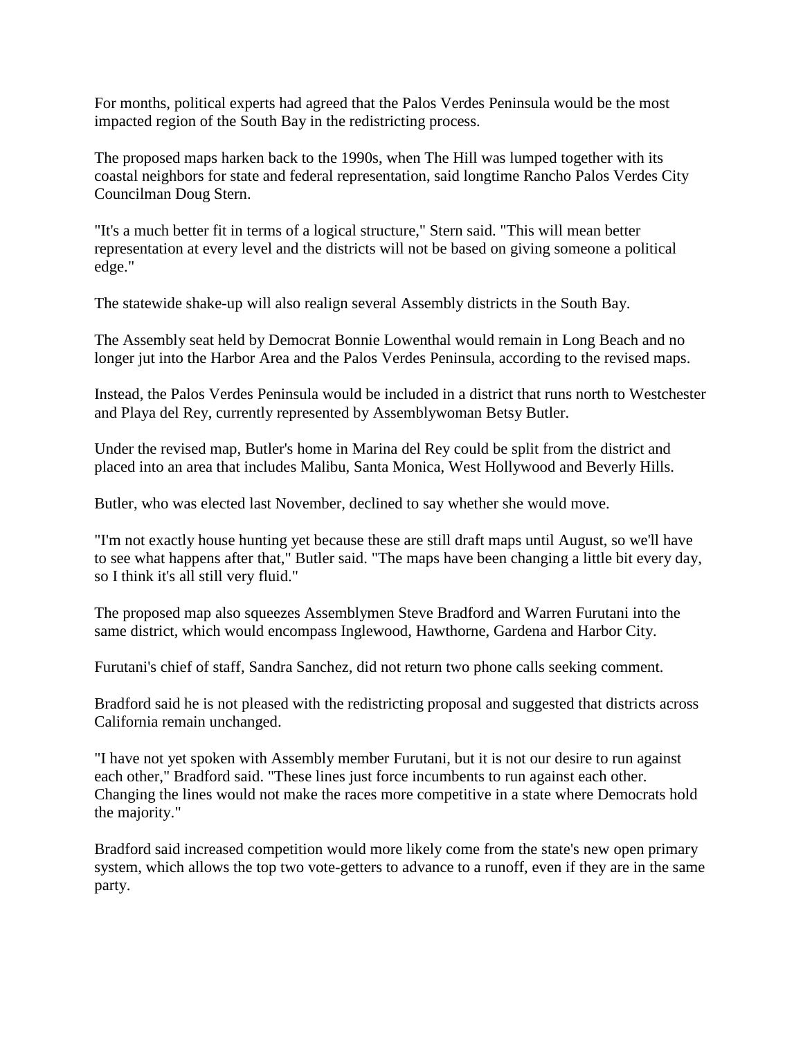For months, political experts had agreed that the Palos Verdes Peninsula would be the most impacted region of the South Bay in the redistricting process.

The proposed maps harken back to the 1990s, when The Hill was lumped together with its coastal neighbors for state and federal representation, said longtime Rancho Palos Verdes City Councilman Doug Stern.

"It's a much better fit in terms of a logical structure," Stern said. "This will mean better representation at every level and the districts will not be based on giving someone a political edge."

The statewide shake-up will also realign several Assembly districts in the South Bay.

The Assembly seat held by Democrat Bonnie Lowenthal would remain in Long Beach and no longer jut into the Harbor Area and the Palos Verdes Peninsula, according to the revised maps.

Instead, the Palos Verdes Peninsula would be included in a district that runs north to Westchester and Playa del Rey, currently represented by Assemblywoman Betsy Butler.

Under the revised map, Butler's home in Marina del Rey could be split from the district and placed into an area that includes Malibu, Santa Monica, West Hollywood and Beverly Hills.

Butler, who was elected last November, declined to say whether she would move.

"I'm not exactly house hunting yet because these are still draft maps until August, so we'll have to see what happens after that," Butler said. "The maps have been changing a little bit every day, so I think it's all still very fluid."

The proposed map also squeezes Assemblymen Steve Bradford and Warren Furutani into the same district, which would encompass Inglewood, Hawthorne, Gardena and Harbor City.

Furutani's chief of staff, Sandra Sanchez, did not return two phone calls seeking comment.

Bradford said he is not pleased with the redistricting proposal and suggested that districts across California remain unchanged.

"I have not yet spoken with Assembly member Furutani, but it is not our desire to run against each other," Bradford said. "These lines just force incumbents to run against each other. Changing the lines would not make the races more competitive in a state where Democrats hold the majority."

Bradford said increased competition would more likely come from the state's new open primary system, which allows the top two vote-getters to advance to a runoff, even if they are in the same party.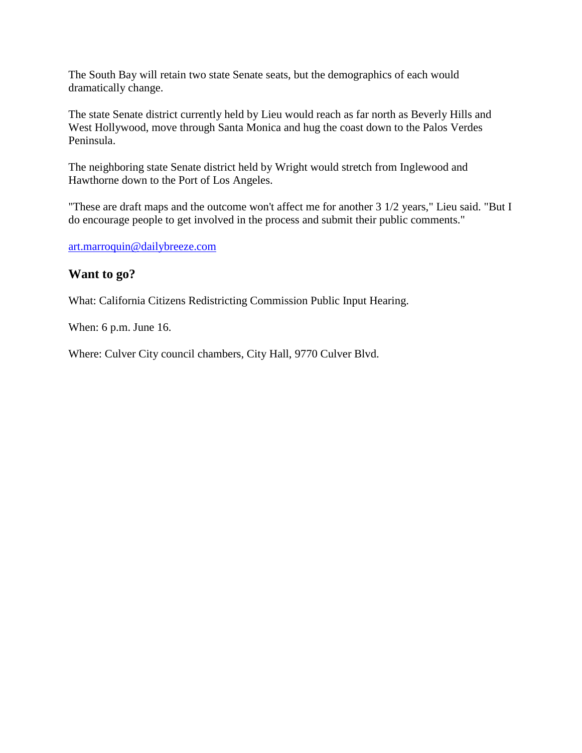The South Bay will retain two state Senate seats, but the demographics of each would dramatically change.

The state Senate district currently held by Lieu would reach as far north as Beverly Hills and West Hollywood, move through Santa Monica and hug the coast down to the Palos Verdes Peninsula.

The neighboring state Senate district held by Wright would stretch from Inglewood and Hawthorne down to the Port of Los Angeles.

"These are draft maps and the outcome won't affect me for another 3 1/2 years," Lieu said. "But I do encourage people to get involved in the process and submit their public comments."

art.marroquin@dailybreeze.com

## Want to go?

What: California Citizens Redistricting Commission Public Input Hearing.

When: 6 p.m. June 16.

Where: Culver City council chambers, City Hall, 9770 Culver Blvd.